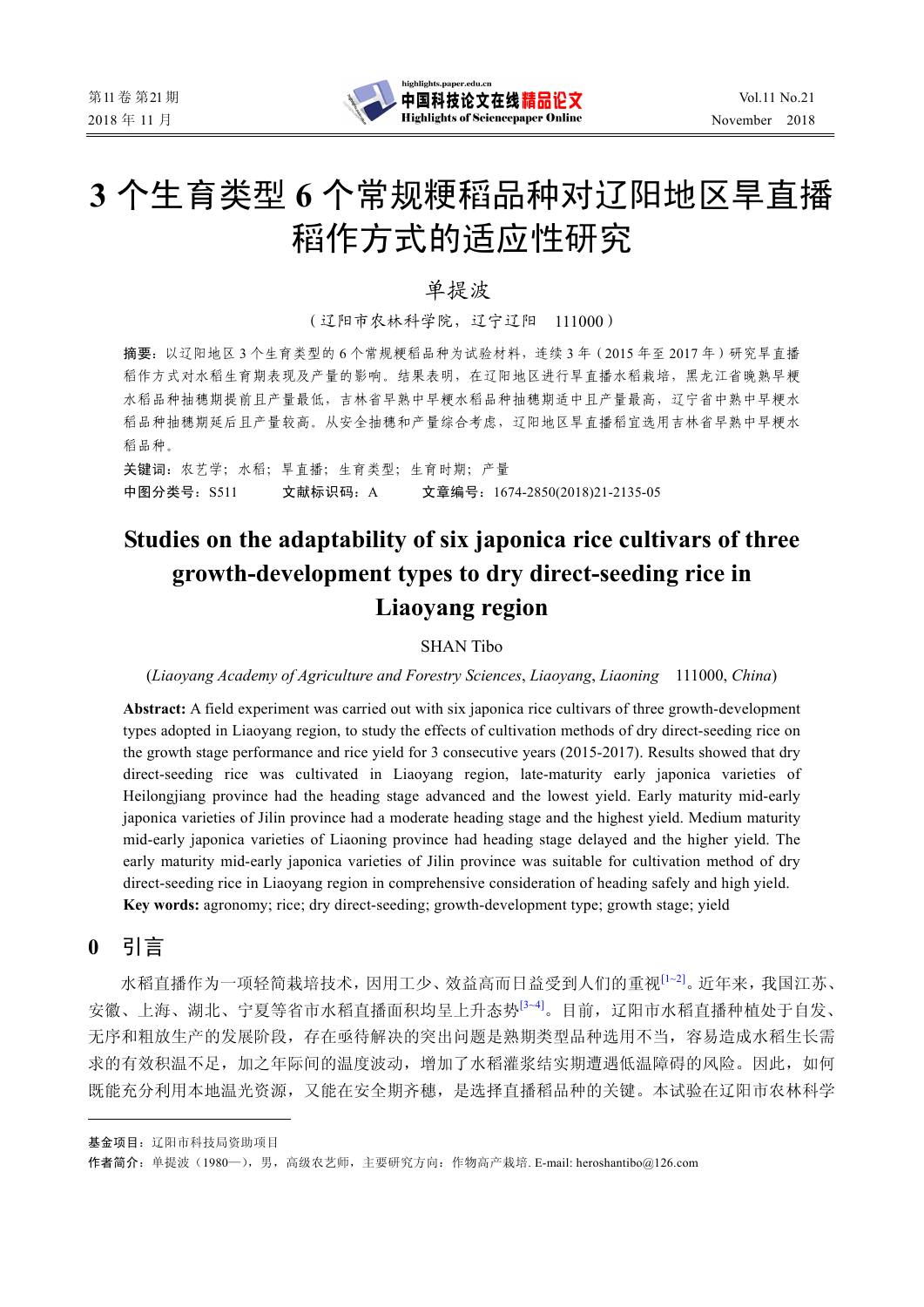# 3 个生育类型 6 个常规粳稻品种对辽阳地区旱直播稻作方式的适应性研究

单提波

（辽阳市农林科学院，辽宁辽阳 111000）

**摘要**：以辽阳地区 3 个生育类型的 6 个常规粳稻品种为试验材料，连续 3 年（2015 年至 2017 年）研究旱直播稻作方式对水稻生育期表现及产量的影响。结果表明，在辽阳地区进行旱直播水稻栽培，黑龙江省晚熟旱粳水稻品种抽穗期提前且产量最低，吉林省早熟中早粳水稻品种抽穗期适中且产量最高，辽宁省中熟中早粳水稻品种抽穗期延后且产量较高。从安全抽穗和产量综合考虑，辽阳地区旱直播稻宜选用吉林省早熟中早粳水稻品种。

**关键词**：农艺学；水稻；旱直播；生育类型；生育时期；产量

**中图分类号**：S511　　**文献标识码**：A　　**文章编号**：1674-2850(2018)21-2135-05

# Studies on the adaptability of six japonica rice cultivars of three growth-development types to dry direct-seeding rice in Liaoyang region

SHAN Tibo

(*Liaoyang Academy of Agriculture and Forestry Sciences*, *Liaoyang*, *Liaoning* 111000, *China*)

**Abstract:** A field experiment was carried out with six japonica rice cultivars of three growth-development types adopted in Liaoyang region, to study the effects of cultivation methods of dry direct-seeding rice on the growth stage performance and rice yield for 3 consecutive years (2015-2017). Results showed that dry direct-seeding rice was cultivated in Liaoyang region, late-maturity early japonica varieties of Heilongjiang province had the heading stage advanced and the lowest yield. Early maturity mid-early japonica varieties of Jilin province had a moderate heading stage and the highest yield. Medium maturity mid-early japonica varieties of Liaoning province had heading stage delayed and the higher yield. The early maturity mid-early japonica varieties of Jilin province was suitable for cultivation method of dry direct-seeding rice in Liaoyang region in comprehensive consideration of heading safely and high yield.

**Key words:** agronomy; rice; dry direct-seeding; growth-development type; growth stage; yield

## 0 引言

水稻直播作为一项轻简栽培技术，因用工少、效益高而日益受到人们的重视[1~2]。近年来，我国江苏、安徽、上海、湖北、宁夏等省市水稻直播面积均呈上升态势[3~4]。目前，辽阳市水稻直播种植处于自发、无序和粗放生产的发展阶段，存在亟待解决的突出问题是熟期类型品种选用不当，容易造成水稻生长需求的有效积温不足，加之年际间的温度波动，增加了水稻灌浆结实期遭遇低温障碍的风险。因此，如何既能充分利用本地温光资源，又能在安全期齐穗，是选择直播稻品种的关键。本试验在辽阳市农林科学

---

**基金项目**：辽阳市科技局资助项目

**作者简介**：单提波（1980—），男，高级农艺师，主要研究方向：作物高产栽培. E-mail: heroshantibo@126.com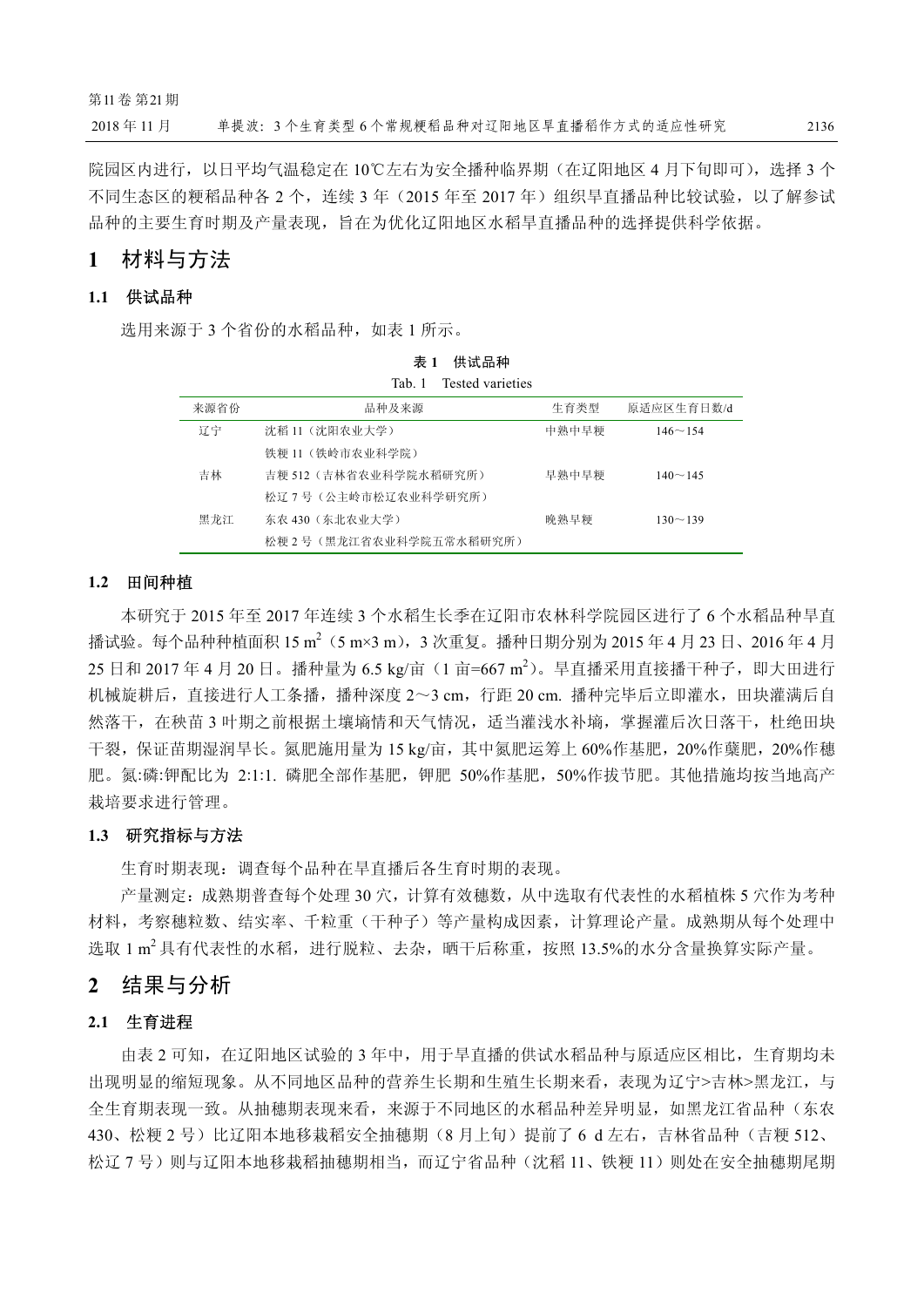院园区内进行，以日平均气温稳定在10℃左右为安全播种临界期（在辽阳地区4月下旬即可），选择3个不同生态区的粳稻品种各2个，连续3年（2015年至2017年）组织旱直播品种比较试验，以了解参试品种的主要生育时期及产量表现，旨在为优化辽阳地区水稻旱直播品种的选择提供科学依据。

# 1 材料与方法

## 1.1 供试品种

选用来源于3个省份的水稻品种，如表1所示。

**表1 供试品种**

Tab. 1 Tested varieties

| 来源省份 | 品种及来源 | 生育类型 | 原适应区生育日数/d |
|---|---|---|---|
| 辽宁 | 沈稻11（沈阳农业大学） | 中熟中早粳 | 146～154 |
| | 铁粳11（铁岭市农业科学院） | | |
| 吉林 | 吉粳512（吉林省农业科学院水稻研究所） | 早熟中早粳 | 140～145 |
| | 松辽7号（公主岭市松辽农业科学研究所） | | |
| 黑龙江 | 东农430（东北农业大学） | 晚熟早粳 | 130～139 |
| | 松粳2号（黑龙江省农业科学院五常水稻研究所） | | |

## 1.2 田间种植

本研究于2015年至2017年连续3个水稻生长季在辽阳市农林科学院园区进行了6个水稻品种旱直播试验。每个品种种植面积15 $m^2$（5 m×3 m），3次重复。播种日期分别为2015年4月23日、2016年4月25日和2017年4月20日。播种量为6.5 kg/亩（1亩=667 $m^2$）。旱直播采用直接播干种子，即大田进行机械旋耕后，直接进行人工条播，播种深度2～3 cm，行距20 cm. 播种完毕后立即灌水，田块灌满后自然落干，在秧苗3叶期之前根据土壤墒情和天气情况，适当灌浅水补墒，掌握灌后次日落干，杜绝田块干裂，保证苗期湿润旱长。氮肥施用量为15 kg/亩，其中氮肥运筹上60%作基肥，20%作蘖肥，20%作穗肥。氮:磷:钾配比为 2:1:1. 磷肥全部作基肥，钾肥 50%作基肥，50%作拔节肥。其他措施均按当地高产栽培要求进行管理。

## 1.3 研究指标与方法

生育时期表现：调查每个品种在旱直播后各生育时期的表现。

产量测定：成熟期普查每个处理30穴，计算有效穗数，从中选取有代表性的水稻植株5穴作为考种材料，考察穗粒数、结实率、千粒重（干种子）等产量构成因素，计算理论产量。成熟期从每个处理中选取1 $m^2$具有代表性的水稻，进行脱粒、去杂，晒干后称重，按照13.5%的水分含量换算实际产量。

# 2 结果与分析

## 2.1 生育进程

由表2可知，在辽阳地区试验的3年中，用于旱直播的供试水稻品种与原适应区相比，生育期均未出现明显的缩短现象。从不同地区品种的营养生长期和生殖生长期来看，表现为辽宁>吉林>黑龙江，与全生育期表现一致。从抽穗期表现来看，来源于不同地区的水稻品种差异明显，如黑龙江省品种（东农430、松粳2号）比辽阳本地移栽稻安全抽穗期（8月上旬）提前了6 d左右，吉林省品种（吉粳512、松辽7号）则与辽阳本地移栽稻抽穗期相当，而辽宁省品种（沈稻11、铁粳11）则处在安全抽穗期尾期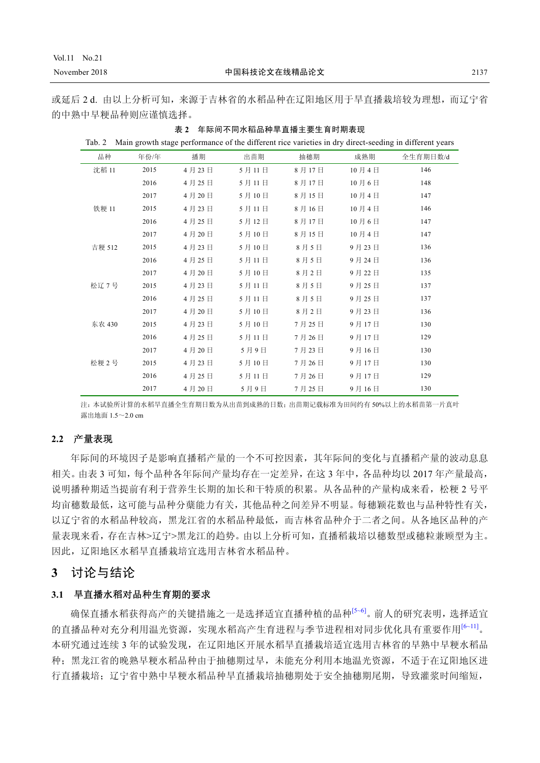或延后 2 d. 由以上分析可知，来源于吉林省的水稻品种在辽阳地区用于旱直播栽培较为理想，而辽宁省的中熟中早粳品种则应谨慎选择。

表 2　年际间不同水稻品种旱直播主要生育时期表现

Tab. 2　Main growth stage performance of the different rice varieties in dry direct-seeding in different years

| 品种 | 年份/年 | 播期 | 出苗期 | 抽穗期 | 成熟期 | 全生育期日数/d |
|---|---|---|---|---|---|---|
| 沈稻 11 | 2015 | 4 月 23 日 | 5 月 11 日 | 8 月 17 日 | 10 月 4 日 | 146 |
| | 2016 | 4 月 25 日 | 5 月 11 日 | 8 月 17 日 | 10 月 6 日 | 148 |
| | 2017 | 4 月 20 日 | 5 月 10 日 | 8 月 15 日 | 10 月 4 日 | 147 |
| 铁粳 11 | 2015 | 4 月 23 日 | 5 月 11 日 | 8 月 16 日 | 10 月 4 日 | 146 |
| | 2016 | 4 月 25 日 | 5 月 12 日 | 8 月 17 日 | 10 月 6 日 | 147 |
| | 2017 | 4 月 20 日 | 5 月 10 日 | 8 月 15 日 | 10 月 4 日 | 147 |
| 吉粳 512 | 2015 | 4 月 23 日 | 5 月 10 日 | 8 月 5 日 | 9 月 23 日 | 136 |
| | 2016 | 4 月 25 日 | 5 月 11 日 | 8 月 5 日 | 9 月 24 日 | 136 |
| | 2017 | 4 月 20 日 | 5 月 10 日 | 8 月 2 日 | 9 月 22 日 | 135 |
| 松辽 7 号 | 2015 | 4 月 23 日 | 5 月 11 日 | 8 月 5 日 | 9 月 25 日 | 137 |
| | 2016 | 4 月 25 日 | 5 月 11 日 | 8 月 5 日 | 9 月 25 日 | 137 |
| | 2017 | 4 月 20 日 | 5 月 10 日 | 8 月 2 日 | 9 月 23 日 | 136 |
| 东农 430 | 2015 | 4 月 23 日 | 5 月 10 日 | 7 月 25 日 | 9 月 17 日 | 130 |
| | 2016 | 4 月 25 日 | 5 月 11 日 | 7 月 26 日 | 9 月 17 日 | 129 |
| | 2017 | 4 月 20 日 | 5 月 9 日 | 7 月 23 日 | 9 月 16 日 | 130 |
| 松粳 2 号 | 2015 | 4 月 23 日 | 5 月 10 日 | 7 月 26 日 | 9 月 17 日 | 130 |
| | 2016 | 4 月 25 日 | 5 月 11 日 | 7 月 26 日 | 9 月 17 日 | 129 |
| | 2017 | 4 月 20 日 | 5 月 9 日 | 7 月 25 日 | 9 月 16 日 | 130 |

注：本试验所计算的水稻旱直播全生育期日数为从出苗到成熟的日数；出苗期记载标准为田间约有 50%以上的水稻苗第一片真叶露出地面 1.5～2.0 cm

### 2.2　产量表现

年际间的环境因子是影响直播稻产量的一个不可控因素，其年际间的变化与直播稻产量的波动息息相关。由表 3 可知，每个品种各年际间产量均存在一定差异，在这 3 年中，各品种均以 2017 年产量最高，说明播种期适当提前有利于营养生长期的加长和干物质的积累。从各品种的产量构成来看，松粳 2 号平均亩穗数最低，这可能与品种分蘖能力有关，其他品种之间差异不明显。每穗颖花数也与品种特性有关，以辽宁省的水稻品种较高，黑龙江省的水稻品种最低，而吉林省品种介于二者之间。从各地区品种的产量表现来看，存在吉林>辽宁>黑龙江的趋势。由以上分析可知，直播稻栽培以穗数型或穗粒兼顾型为主。因此，辽阳地区水稻旱直播栽培宜选用吉林省水稻品种。

## 3　讨论与结论

### 3.1　旱直播水稻对品种生育期的要求

确保直播水稻获得高产的关键措施之一是选择适宜直播种植的品种[5~6]。前人的研究表明，选择适宜的直播品种对充分利用温光资源，实现水稻高产生育进程与季节进程相对同步优化具有重要作用[6~11]。本研究通过连续 3 年的试验发现，在辽阳地区开展水稻旱直播栽培适宜选用吉林省的早熟中早粳水稻品种；黑龙江省的晚熟早粳水稻品种由于抽穗期过早，未能充分利用本地温光资源，不适于在辽阳地区进行直播栽培；辽宁省中熟中早粳水稻品种旱直播栽培抽穗期处于安全抽穗期尾期，导致灌浆时间缩短，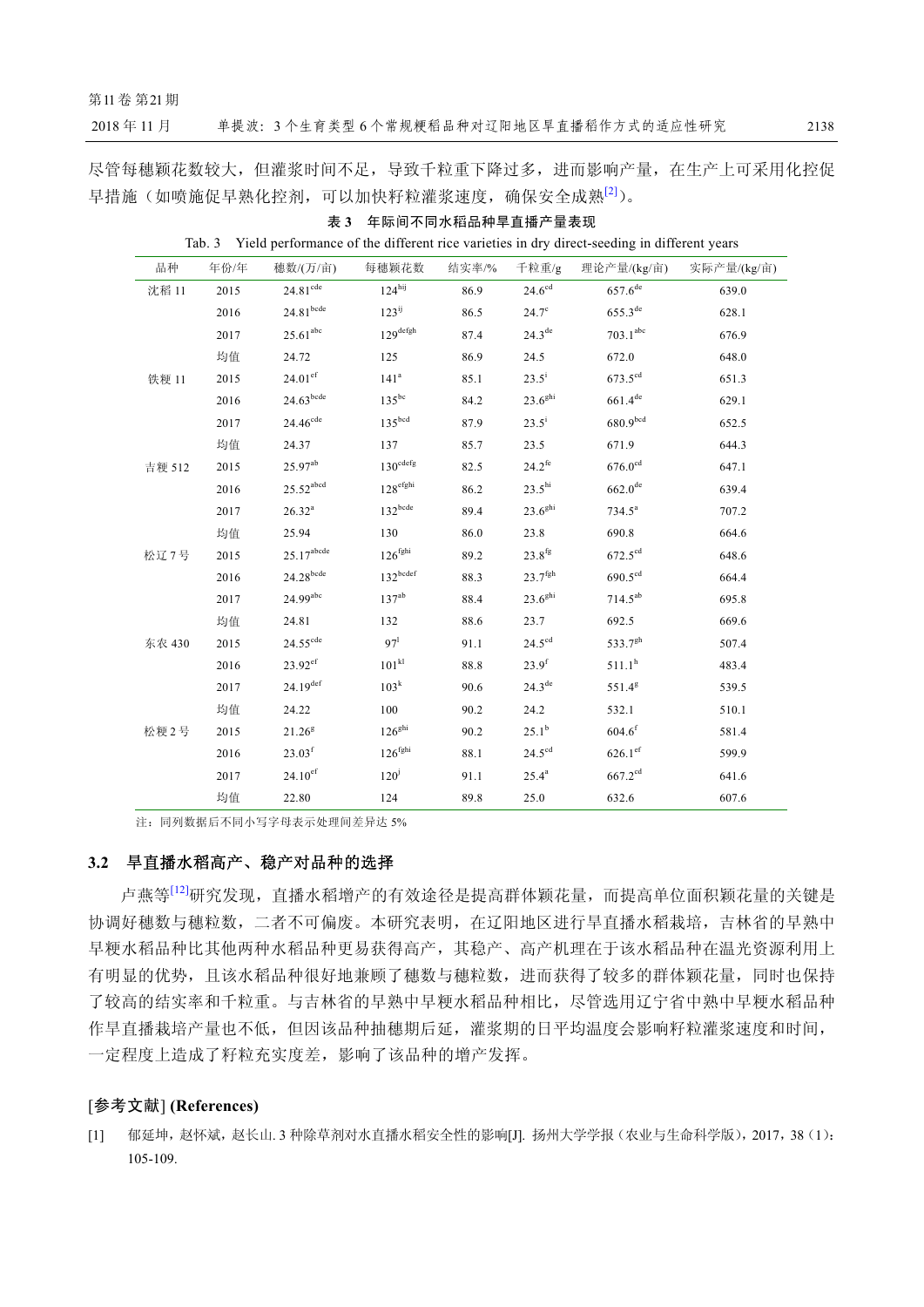尽管每穗颖花数较大，但灌浆时间不足，导致千粒重下降过多，进而影响产量，在生产上可采用化控促早措施（如喷施促早熟化控剂，可以加快籽粒灌浆速度，确保安全成熟[2]）。

**表 3　年际间不同水稻品种旱直播产量表现**

Tab. 3　Yield performance of the different rice varieties in dry direct-seeding in different years

| 品种 | 年份/年 | 穗数/(万/亩) | 每穗颖花数 | 结实率/% | 千粒重/g | 理论产量/(kg/亩) | 实际产量/(kg/亩) |
|---|---|---|---|---|---|---|---|
| 沈稻 11 | 2015 | $24.81^{cde}$ | $124^{hij}$ | 86.9 | $24.6^{cd}$ | $657.6^{de}$ | 639.0 |
| | 2016 | $24.81^{bcde}$ | $123^{ij}$ | 86.5 | $24.7^{c}$ | $655.3^{de}$ | 628.1 |
| | 2017 | $25.61^{abc}$ | $129^{defgh}$ | 87.4 | $24.3^{de}$ | $703.1^{abc}$ | 676.9 |
| | 均值 | 24.72 | 125 | 86.9 | 24.5 | 672.0 | 648.0 |
| 铁粳 11 | 2015 | $24.01^{ef}$ | $141^{a}$ | 85.1 | $23.5^{i}$ | $673.5^{cd}$ | 651.3 |
| | 2016 | $24.63^{bcde}$ | $135^{bc}$ | 84.2 | $23.6^{ghi}$ | $661.4^{de}$ | 629.1 |
| | 2017 | $24.46^{cde}$ | $135^{bcd}$ | 87.9 | $23.5^{i}$ | $680.9^{bcd}$ | 652.5 |
| | 均值 | 24.37 | 137 | 85.7 | 23.5 | 671.9 | 644.3 |
| 吉粳 512 | 2015 | $25.97^{ab}$ | $130^{cdefg}$ | 82.5 | $24.2^{fe}$ | $676.0^{cd}$ | 647.1 |
| | 2016 | $25.52^{abcd}$ | $128^{efghi}$ | 86.2 | $23.5^{hi}$ | $662.0^{de}$ | 639.4 |
| | 2017 | $26.32^{a}$ | $132^{bcde}$ | 89.4 | $23.6^{ghi}$ | $734.5^{a}$ | 707.2 |
| | 均值 | 25.94 | 130 | 86.0 | 23.8 | 690.8 | 664.6 |
| 松辽 7 号 | 2015 | $25.17^{abcde}$ | $126^{fghi}$ | 89.2 | $23.8^{fg}$ | $672.5^{cd}$ | 648.6 |
| | 2016 | $24.28^{bcde}$ | $132^{bcdef}$ | 88.3 | $23.7^{fgh}$ | $690.5^{cd}$ | 664.4 |
| | 2017 | $24.99^{abc}$ | $137^{ab}$ | 88.4 | $23.6^{ghi}$ | $714.5^{ab}$ | 695.8 |
| | 均值 | 24.81 | 132 | 88.6 | 23.7 | 692.5 | 669.6 |
| 东农 430 | 2015 | $24.55^{cde}$ | $97^{l}$ | 91.1 | $24.5^{cd}$ | $533.7^{gh}$ | 507.4 |
| | 2016 | $23.92^{ef}$ | $101^{kl}$ | 88.8 | $23.9^{f}$ | $511.1^{h}$ | 483.4 |
| | 2017 | $24.19^{def}$ | $103^{k}$ | 90.6 | $24.3^{de}$ | $551.4^{g}$ | 539.5 |
| | 均值 | 24.22 | 100 | 90.2 | 24.2 | 532.1 | 510.1 |
| 松粳 2 号 | 2015 | $21.26^{g}$ | $126^{ghi}$ | 90.2 | $25.1^{b}$ | $604.6^{f}$ | 581.4 |
| | 2016 | $23.03^{f}$ | $126^{fghi}$ | 88.1 | $24.5^{cd}$ | $626.1^{ef}$ | 599.9 |
| | 2017 | $24.10^{ef}$ | $120^{j}$ | 91.1 | $25.4^{a}$ | $667.2^{cd}$ | 641.6 |
| | 均值 | 22.80 | 124 | 89.8 | 25.0 | 632.6 | 607.6 |

注：同列数据后不同小写字母表示处理间差异达 5%

### 3.2　旱直播水稻高产、稳产对品种的选择

卢燕等[12]研究发现，直播水稻增产的有效途径是提高群体颖花量，而提高单位面积颖花量的关键是协调好穗数与穗粒数，二者不可偏废。本研究表明，在辽阳地区进行旱直播水稻栽培，吉林省的早熟中早粳水稻品种比其他两种水稻品种更易获得高产，其稳产、高产机理在于该水稻品种在温光资源利用上有明显的优势，且该水稻品种很好地兼顾了穗数与穗粒数，进而获得了较多的群体颖花量，同时也保持了较高的结实率和千粒重。与吉林省的早熟中早粳水稻品种相比，尽管选用辽宁省中熟中早粳水稻品种作旱直播栽培产量也不低，但因该品种抽穗期后延，灌浆期的日平均温度会影响籽粒灌浆速度和时间，一定程度上造成了籽粒充实度差，影响了该品种的增产发挥。

## [参考文献] (References)

[1]　郁延坤，赵怀斌，赵长山. 3 种除草剂对水直播水稻安全性的影响[J]. 扬州大学学报（农业与生命科学版），2017，38（1）：105-109.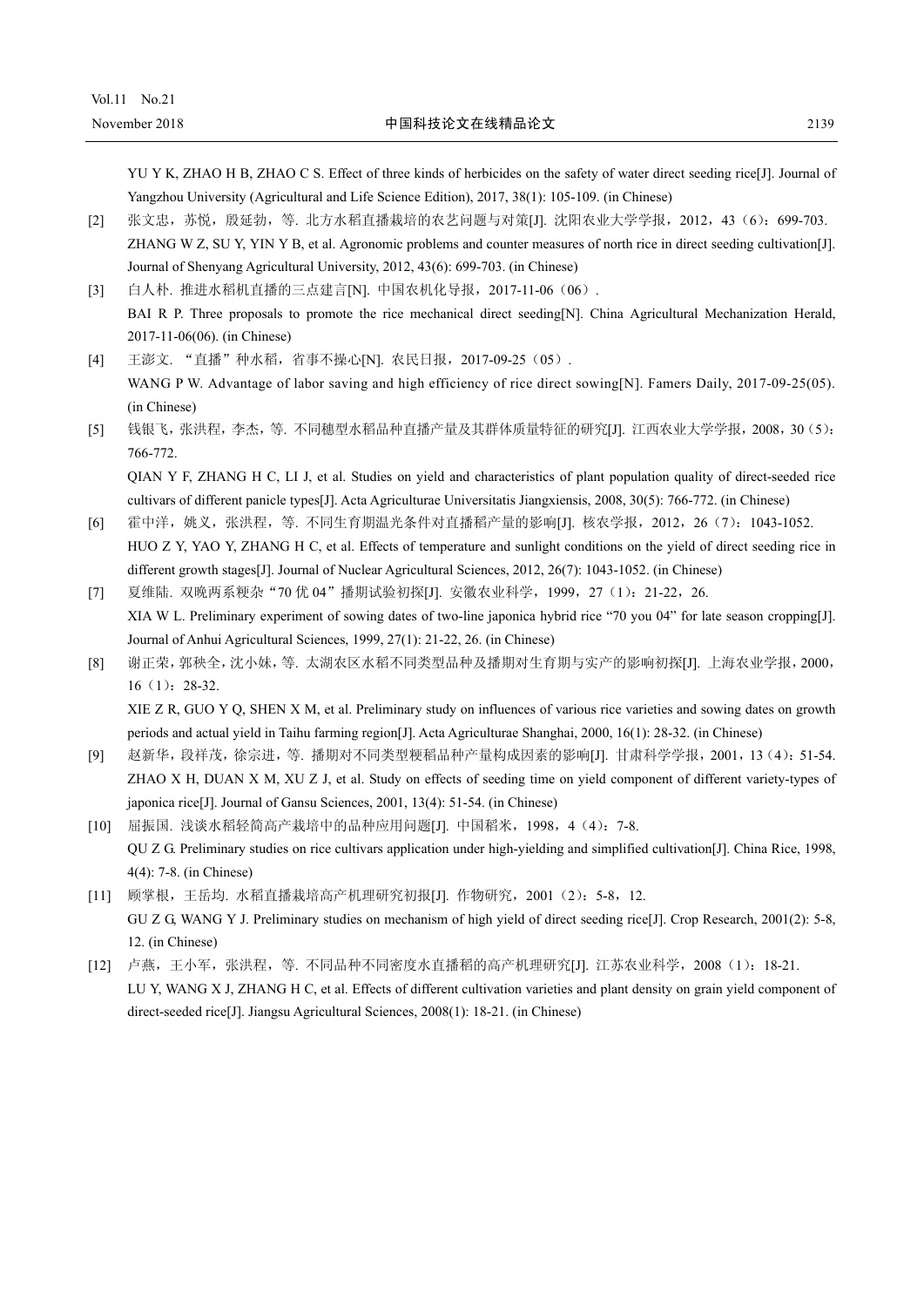YU Y K, ZHAO H B, ZHAO C S. Effect of three kinds of herbicides on the safety of water direct seeding rice[J]. Journal of Yangzhou University (Agricultural and Life Science Edition), 2017, 38(1): 105-109. (in Chinese)

[2] 张文忠，苏悦，殷延勃，等. 北方水稻直播栽培的农艺问题与对策[J]. 沈阳农业大学学报，2012，43（6）：699-703.
ZHANG W Z, SU Y, YIN Y B, et al. Agronomic problems and counter measures of north rice in direct seeding cultivation[J]. Journal of Shenyang Agricultural University, 2012, 43(6): 699-703. (in Chinese)

[3] 白人朴. 推进水稻机直播的三点建言[N]. 中国农机化导报，2017-11-06（06）.
BAI R P. Three proposals to promote the rice mechanical direct seeding[N]. China Agricultural Mechanization Herald, 2017-11-06(06). (in Chinese)

[4] 王澎文. "直播"种水稻，省事不操心[N]. 农民日报，2017-09-25（05）.
WANG P W. Advantage of labor saving and high efficiency of rice direct sowing[N]. Famers Daily, 2017-09-25(05). (in Chinese)

[5] 钱银飞，张洪程，李杰，等. 不同穗型水稻品种直播产量及其群体质量特征的研究[J]. 江西农业大学学报，2008，30（5）：766-772.
QIAN Y F, ZHANG H C, LI J, et al. Studies on yield and characteristics of plant population quality of direct-seeded rice cultivars of different panicle types[J]. Acta Agriculturae Universitatis Jiangxiensis, 2008, 30(5): 766-772. (in Chinese)

[6] 霍中洋，姚义，张洪程，等. 不同生育期温光条件对直播稻产量的影响[J]. 核农学报，2012，26（7）：1043-1052.
HUO Z Y, YAO Y, ZHANG H C, et al. Effects of temperature and sunlight conditions on the yield of direct seeding rice in different growth stages[J]. Journal of Nuclear Agricultural Sciences, 2012, 26(7): 1043-1052. (in Chinese)

[7] 夏维陆. 双晚两系粳杂"70 优 04"播期试验初探[J]. 安徽农业科学，1999，27（1）：21-22，26.
XIA W L. Preliminary experiment of sowing dates of two-line japonica hybrid rice "70 you 04" for late season cropping[J]. Journal of Anhui Agricultural Sciences, 1999, 27(1): 21-22, 26. (in Chinese)

[8] 谢正荣，郭秧全，沈小妹，等. 太湖农区水稻不同类型品种及播期对生育期与实产的影响初探[J]. 上海农业学报，2000，16（1）：28-32.
XIE Z R, GUO Y Q, SHEN X M, et al. Preliminary study on influences of various rice varieties and sowing dates on growth periods and actual yield in Taihu farming region[J]. Acta Agriculturae Shanghai, 2000, 16(1): 28-32. (in Chinese)

[9] 赵新华，段祥茂，徐宗进，等. 播期对不同类型粳稻品种产量构成因素的影响[J]. 甘肃科学学报，2001，13（4）：51-54.
ZHAO X H, DUAN X M, XU Z J, et al. Study on effects of seeding time on yield component of different variety-types of japonica rice[J]. Journal of Gansu Sciences, 2001, 13(4): 51-54. (in Chinese)

[10] 屈振国. 浅谈水稻轻简高产栽培中的品种应用问题[J]. 中国稻米，1998，4（4）：7-8.
QU Z G. Preliminary studies on rice cultivars application under high-yielding and simplified cultivation[J]. China Rice, 1998, 4(4): 7-8. (in Chinese)

[11] 顾掌根，王岳均. 水稻直播栽培高产机理研究初报[J]. 作物研究，2001（2）：5-8，12.
GU Z G, WANG Y J. Preliminary studies on mechanism of high yield of direct seeding rice[J]. Crop Research, 2001(2): 5-8, 12. (in Chinese)

[12] 卢燕，王小军，张洪程，等. 不同品种不同密度水直播稻的高产机理研究[J]. 江苏农业科学，2008（1）：18-21.
LU Y, WANG X J, ZHANG H C, et al. Effects of different cultivation varieties and plant density on grain yield component of direct-seeded rice[J]. Jiangsu Agricultural Sciences, 2008(1): 18-21. (in Chinese)